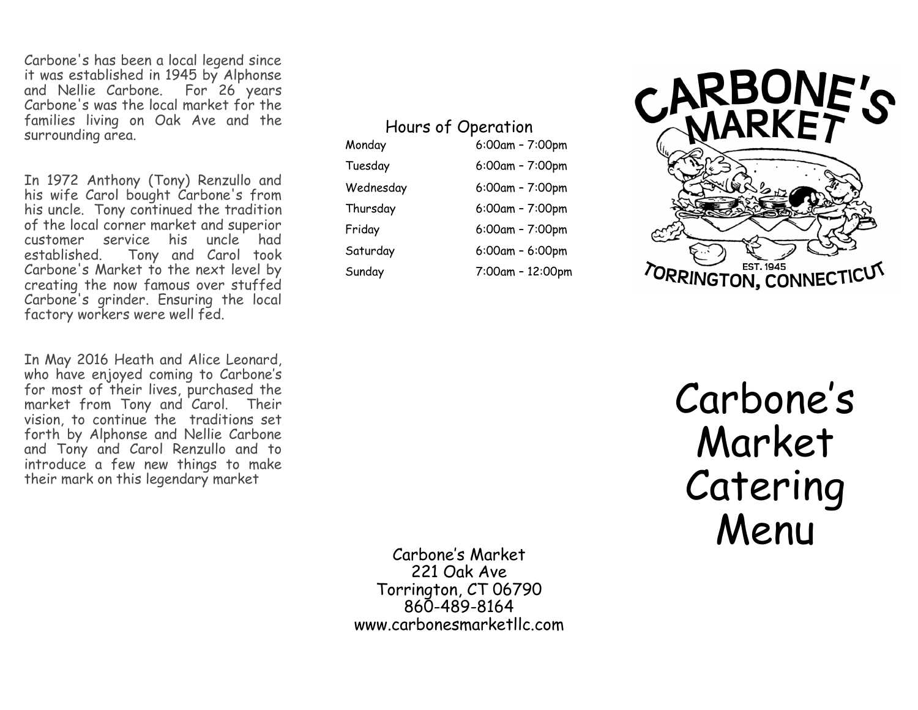Carbone's has been a local legend since it was established in 1945 by Alphonse and Nellie Carbone. For 26 years Carbone's was the local market for the families living on Oak Ave and the surrounding area.

In 1972 Anthony (Tony) Renzullo and his wife Carol bought Carbone's from his uncle. Tony continued the tradition of the local corner market and superior customer service his uncle had established. Tony and Carol took Carbone's Market to the next level by creating the now famous over stuffed Carbone's grinder. Ensuring the local factory workers were well fed.

In May 2016 Heath and Alice Leonard, who have enjoyed coming to Carbone's for most of their lives, purchased the market from Tony and Carol. Their vision, to continue the traditions set forth by Alphonse and Nellie Carbone and Tony and Carol Renzullo and to introduce a few new things to make their mark on this legendary market

## Hours of Operation

| Day | Hours |
|---|---|
| Monday | 6:00am – 7:00pm |
| Tuesday | 6:00am – 7:00pm |
| Wednesday | 6:00am – 7:00pm |
| Thursday | 6:00am – 7:00pm |
| Friday | 6:00am – 7:00pm |
| Saturday | 6:00am – 6:00pm |
| Sunday | 7:00am – 12:00pm |

Carbone's Market
221 Oak Ave
Torrington, CT 06790
860-489-8164
www.carbonesmarketllc.com

CARBONE'S MARKET

EST. 1945

TORRINGTON, CONNECTICUT

# Carbone's Market Catering Menu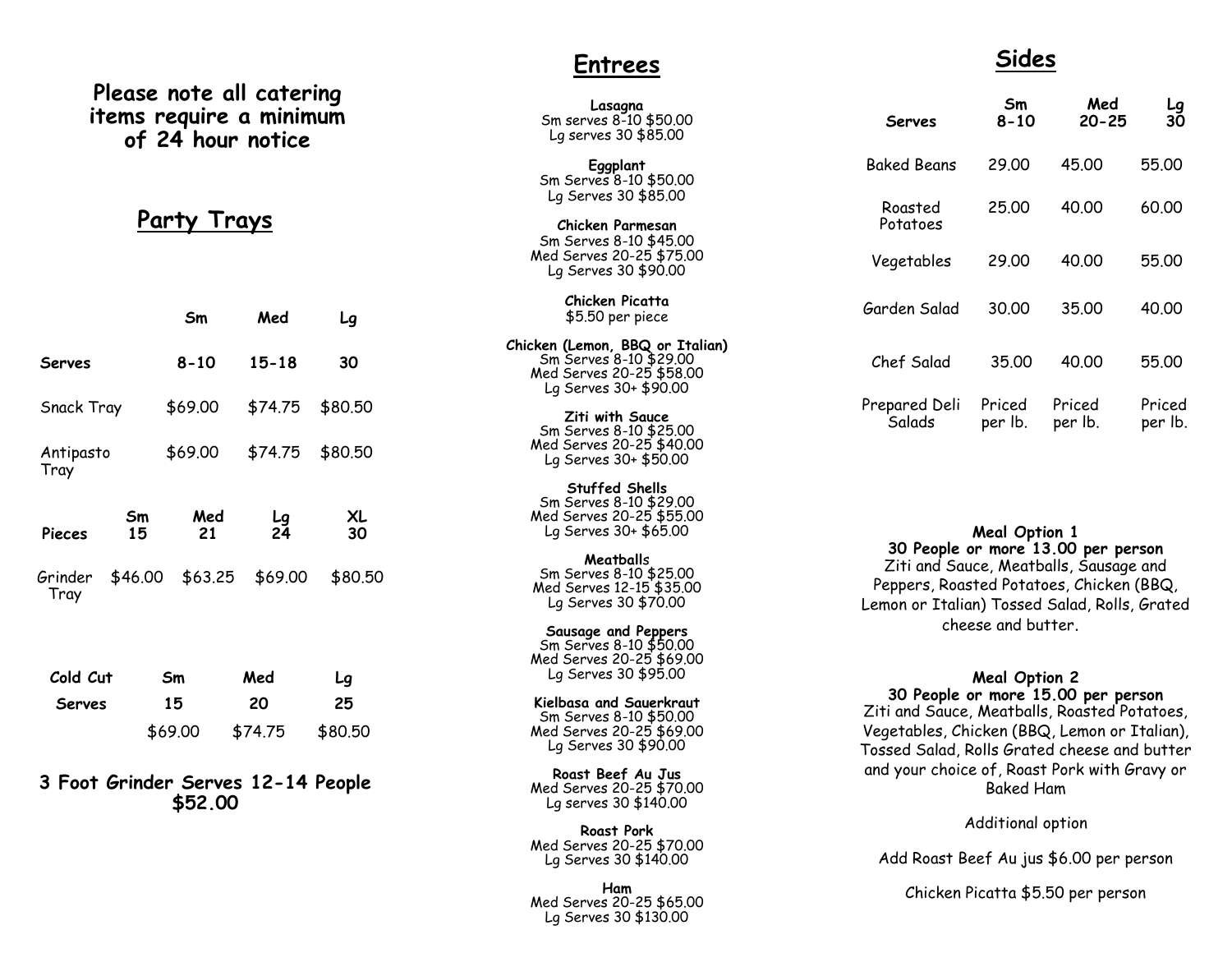**Please note all catering items require a minimum of 24 hour notice**

## Party Trays

| | Sm | Med | Lg |
|---|---|---|---|
| **Serves** | 8-10 | 15-18 | 30 |
| Snack Tray | $69.00 | $74.75 | $80.50 |
| Antipasto Tray | $69.00 | $74.75 | $80.50 |

| **Pieces** | Sm 15 | Med 21 | Lg 24 | XL 30 |
|---|---|---|---|---|
| Grinder Tray | $46.00 | $63.25 | $69.00 | $80.50 |

| Cold Cut | Sm | Med | Lg |
|---|---|---|---|
| **Serves** | 15 | 20 | 25 |
| | $69.00 | $74.75 | $80.50 |

**3 Foot Grinder Serves 12-14 People $52.00**

## Entrees

**Lasagna**
Sm serves 8-10 $50.00
Lg serves 30 $85.00

**Eggplant**
Sm Serves 8-10 $50.00
Lg Serves 30 $85.00

**Chicken Parmesan**
Sm Serves 8-10 $45.00
Med Serves 20-25 $75.00
Lg Serves 30 $90.00

**Chicken Picatta**
$5.50 per piece

**Chicken (Lemon, BBQ or Italian)**
Sm Serves 8-10 $29.00
Med Serves 20-25 $58.00
Lg Serves 30+ $90.00

**Ziti with Sauce**
Sm Serves 8-10 $25.00
Med Serves 20-25 $40.00
Lg Serves 30+ $50.00

**Stuffed Shells**
Sm Serves 8-10 $29.00
Med Serves 20-25 $55.00
Lg Serves 30+ $65.00

**Meatballs**
Sm Serves 8-10 $25.00
Med Serves 12-15 $35.00
Lg Serves 30 $70.00

**Sausage and Peppers**
Sm Serves 8-10 $50.00
Med Serves 20-25 $69.00
Lg Serves 30 $95.00

**Kielbasa and Sauerkraut**
Sm Serves 8-10 $50.00
Med Serves 20-25 $69.00
Lg Serves 30 $90.00

**Roast Beef Au Jus**
Med Serves 20-25 $70.00
Lg serves 30 $140.00

**Roast Pork**
Med Serves 20-25 $70.00
Lg Serves 30 $140.00

**Ham**
Med Serves 20-25 $65.00
Lg Serves 30 $130.00

## Sides

| Serves | Sm 8-10 | Med 20-25 | Lg 30 |
|---|---|---|---|
| Baked Beans | 29.00 | 45.00 | 55.00 |
| Roasted Potatoes | 25.00 | 40.00 | 60.00 |
| Vegetables | 29.00 | 40.00 | 55.00 |
| Garden Salad | 30.00 | 35.00 | 40.00 |
| Chef Salad | 35.00 | 40.00 | 55.00 |
| Prepared Deli Salads | Priced per lb. | Priced per lb. | Priced per lb. |

**Meal Option 1**
**30 People or more 13.00 per person**
Ziti and Sauce, Meatballs, Sausage and Peppers, Roasted Potatoes, Chicken (BBQ, Lemon or Italian) Tossed Salad, Rolls, Grated cheese and butter.

**Meal Option 2**
**30 People or more 15.00 per person**
Ziti and Sauce, Meatballs, Roasted Potatoes, Vegetables, Chicken (BBQ, Lemon or Italian), Tossed Salad, Rolls Grated cheese and butter and your choice of, Roast Pork with Gravy or Baked Ham

Additional option

Add Roast Beef Au jus $6.00 per person

Chicken Picatta $5.50 per person